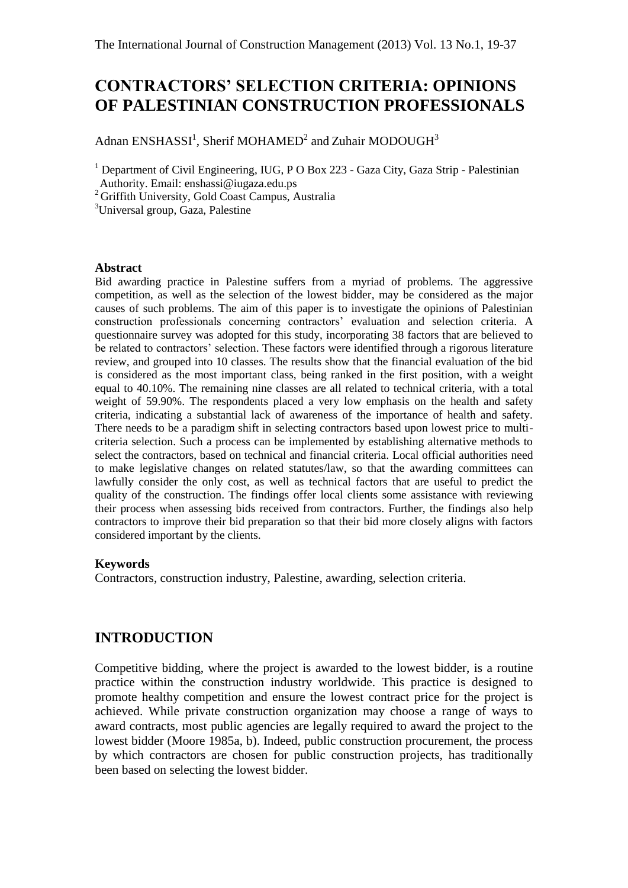# CONTRACTORS' SELECTION CRITERIA: OPINIONS OF PALESTINIAN CONSTRUCTION PROFESSIONALS

Adnan ENSHASSI[1], Sherif MOHAMED[2] and Zuhair MODOUGH[3]

[1] Department of Civil Engineering, IUG, P O Box 223 - Gaza City, Gaza Strip - Palestinian Authority. Email: enshassi@iugaza.edu.ps

[2] Griffith University, Gold Coast Campus, Australia

[3] Universal group, Gaza, Palestine

### Abstract

Bid awarding practice in Palestine suffers from a myriad of problems. The aggressive competition, as well as the selection of the lowest bidder, may be considered as the major causes of such problems. The aim of this paper is to investigate the opinions of Palestinian construction professionals concerning contractors' evaluation and selection criteria. A questionnaire survey was adopted for this study, incorporating 38 factors that are believed to be related to contractors' selection. These factors were identified through a rigorous literature review, and grouped into 10 classes. The results show that the financial evaluation of the bid is considered as the most important class, being ranked in the first position, with a weight equal to 40.10%. The remaining nine classes are all related to technical criteria, with a total weight of 59.90%. The respondents placed a very low emphasis on the health and safety criteria, indicating a substantial lack of awareness of the importance of health and safety. There needs to be a paradigm shift in selecting contractors based upon lowest price to multi-criteria selection. Such a process can be implemented by establishing alternative methods to select the contractors, based on technical and financial criteria. Local official authorities need to make legislative changes on related statutes/law, so that the awarding committees can lawfully consider the only cost, as well as technical factors that are useful to predict the quality of the construction. The findings offer local clients some assistance with reviewing their process when assessing bids received from contractors. Further, the findings also help contractors to improve their bid preparation so that their bid more closely aligns with factors considered important by the clients.

### Keywords

Contractors, construction industry, Palestine, awarding, selection criteria.

## INTRODUCTION

Competitive bidding, where the project is awarded to the lowest bidder, is a routine practice within the construction industry worldwide. This practice is designed to promote healthy competition and ensure the lowest contract price for the project is achieved. While private construction organization may choose a range of ways to award contracts, most public agencies are legally required to award the project to the lowest bidder (Moore 1985a, b). Indeed, public construction procurement, the process by which contractors are chosen for public construction projects, has traditionally been based on selecting the lowest bidder.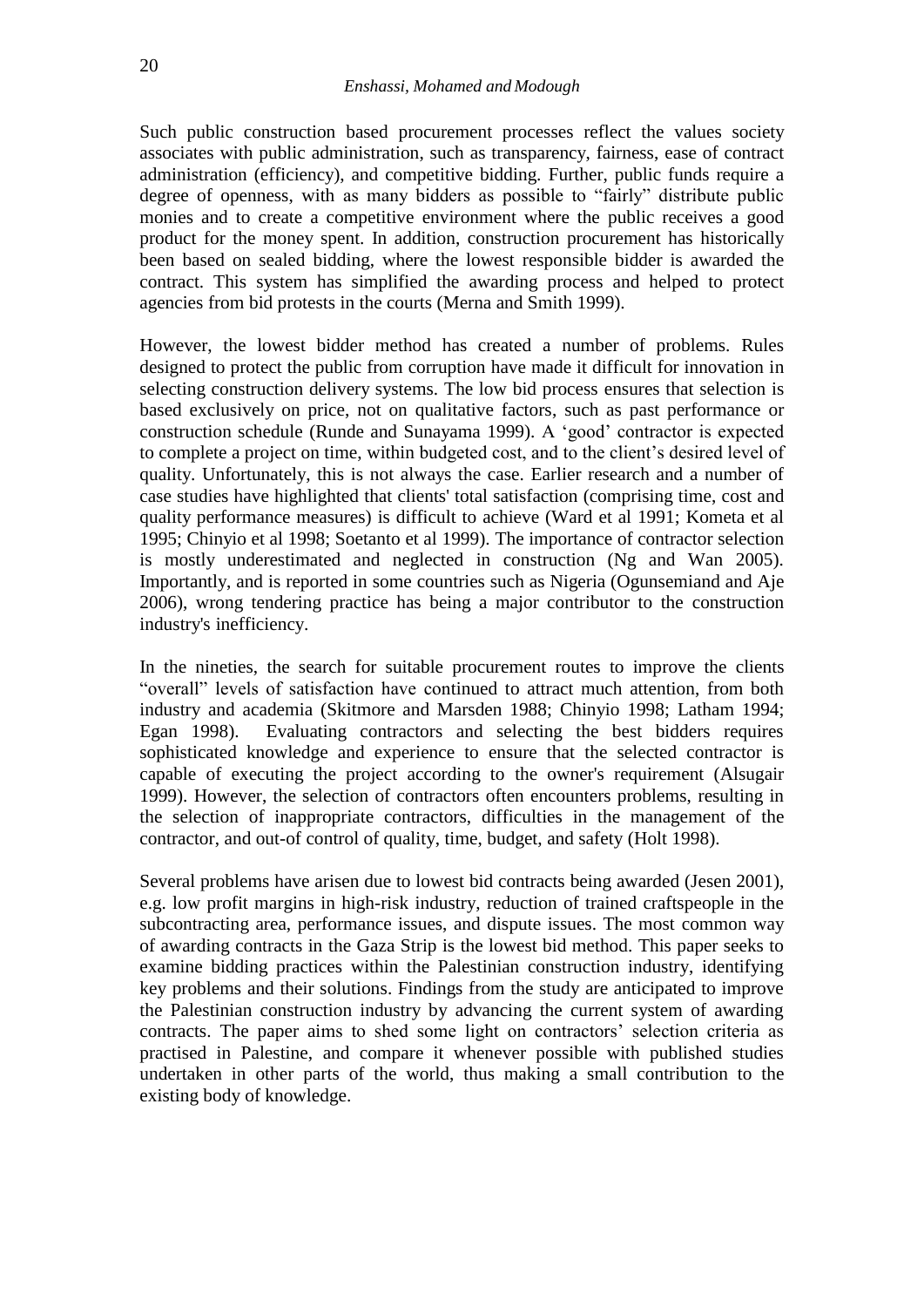Such public construction based procurement processes reflect the values society associates with public administration, such as transparency, fairness, ease of contract administration (efficiency), and competitive bidding. Further, public funds require a degree of openness, with as many bidders as possible to "fairly" distribute public monies and to create a competitive environment where the public receives a good product for the money spent. In addition, construction procurement has historically been based on sealed bidding, where the lowest responsible bidder is awarded the contract. This system has simplified the awarding process and helped to protect agencies from bid protests in the courts (Merna and Smith 1999).

However, the lowest bidder method has created a number of problems. Rules designed to protect the public from corruption have made it difficult for innovation in selecting construction delivery systems. The low bid process ensures that selection is based exclusively on price, not on qualitative factors, such as past performance or construction schedule (Runde and Sunayama 1999). A 'good' contractor is expected to complete a project on time, within budgeted cost, and to the client's desired level of quality. Unfortunately, this is not always the case. Earlier research and a number of case studies have highlighted that clients' total satisfaction (comprising time, cost and quality performance measures) is difficult to achieve (Ward et al 1991; Kometa et al 1995; Chinyio et al 1998; Soetanto et al 1999). The importance of contractor selection is mostly underestimated and neglected in construction (Ng and Wan 2005). Importantly, and is reported in some countries such as Nigeria (Ogunsemiand and Aje 2006), wrong tendering practice has being a major contributor to the construction industry's inefficiency.

In the nineties, the search for suitable procurement routes to improve the clients "overall" levels of satisfaction have continued to attract much attention, from both industry and academia (Skitmore and Marsden 1988; Chinyio 1998; Latham 1994; Egan 1998). Evaluating contractors and selecting the best bidders requires sophisticated knowledge and experience to ensure that the selected contractor is capable of executing the project according to the owner's requirement (Alsugair 1999). However, the selection of contractors often encounters problems, resulting in the selection of inappropriate contractors, difficulties in the management of the contractor, and out-of control of quality, time, budget, and safety (Holt 1998).

Several problems have arisen due to lowest bid contracts being awarded (Jesen 2001), e.g. low profit margins in high-risk industry, reduction of trained craftspeople in the subcontracting area, performance issues, and dispute issues. The most common way of awarding contracts in the Gaza Strip is the lowest bid method. This paper seeks to examine bidding practices within the Palestinian construction industry, identifying key problems and their solutions. Findings from the study are anticipated to improve the Palestinian construction industry by advancing the current system of awarding contracts. The paper aims to shed some light on contractors' selection criteria as practised in Palestine, and compare it whenever possible with published studies undertaken in other parts of the world, thus making a small contribution to the existing body of knowledge.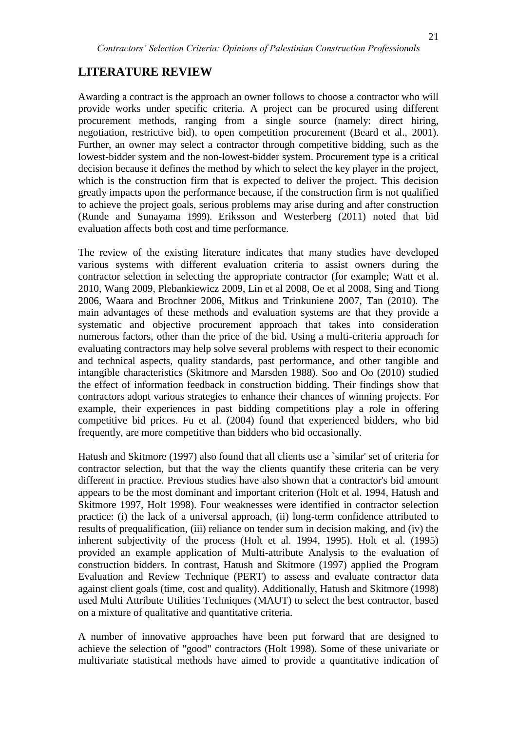## LITERATURE REVIEW

Awarding a contract is the approach an owner follows to choose a contractor who will provide works under specific criteria. A project can be procured using different procurement methods, ranging from a single source (namely: direct hiring, negotiation, restrictive bid), to open competition procurement (Beard et al., 2001). Further, an owner may select a contractor through competitive bidding, such as the lowest-bidder system and the non-lowest-bidder system. Procurement type is a critical decision because it defines the method by which to select the key player in the project, which is the construction firm that is expected to deliver the project. This decision greatly impacts upon the performance because, if the construction firm is not qualified to achieve the project goals, serious problems may arise during and after construction (Runde and Sunayama 1999). Eriksson and Westerberg (2011) noted that bid evaluation affects both cost and time performance.

The review of the existing literature indicates that many studies have developed various systems with different evaluation criteria to assist owners during the contractor selection in selecting the appropriate contractor (for example; Watt et al. 2010, Wang 2009, Plebankiewicz 2009, Lin et al 2008, Oe et al 2008, Sing and Tiong 2006, Waara and Brochner 2006, Mitkus and Trinkuniene 2007, Tan (2010). The main advantages of these methods and evaluation systems are that they provide a systematic and objective procurement approach that takes into consideration numerous factors, other than the price of the bid. Using a multi-criteria approach for evaluating contractors may help solve several problems with respect to their economic and technical aspects, quality standards, past performance, and other tangible and intangible characteristics (Skitmore and Marsden 1988). Soo and Oo (2010) studied the effect of information feedback in construction bidding. Their findings show that contractors adopt various strategies to enhance their chances of winning projects. For example, their experiences in past bidding competitions play a role in offering competitive bid prices. Fu et al. (2004) found that experienced bidders, who bid frequently, are more competitive than bidders who bid occasionally.

Hatush and Skitmore (1997) also found that all clients use a `similar' set of criteria for contractor selection, but that the way the clients quantify these criteria can be very different in practice. Previous studies have also shown that a contractor's bid amount appears to be the most dominant and important criterion (Holt et al. 1994, Hatush and Skitmore 1997, Holt 1998). Four weaknesses were identified in contractor selection practice: (i) the lack of a universal approach, (ii) long-term confidence attributed to results of prequalification, (iii) reliance on tender sum in decision making, and (iv) the inherent subjectivity of the process (Holt et al. 1994, 1995). Holt et al. (1995) provided an example application of Multi-attribute Analysis to the evaluation of construction bidders. In contrast, Hatush and Skitmore (1997) applied the Program Evaluation and Review Technique (PERT) to assess and evaluate contractor data against client goals (time, cost and quality). Additionally, Hatush and Skitmore (1998) used Multi Attribute Utilities Techniques (MAUT) to select the best contractor, based on a mixture of qualitative and quantitative criteria.

A number of innovative approaches have been put forward that are designed to achieve the selection of "good" contractors (Holt 1998). Some of these univariate or multivariate statistical methods have aimed to provide a quantitative indication of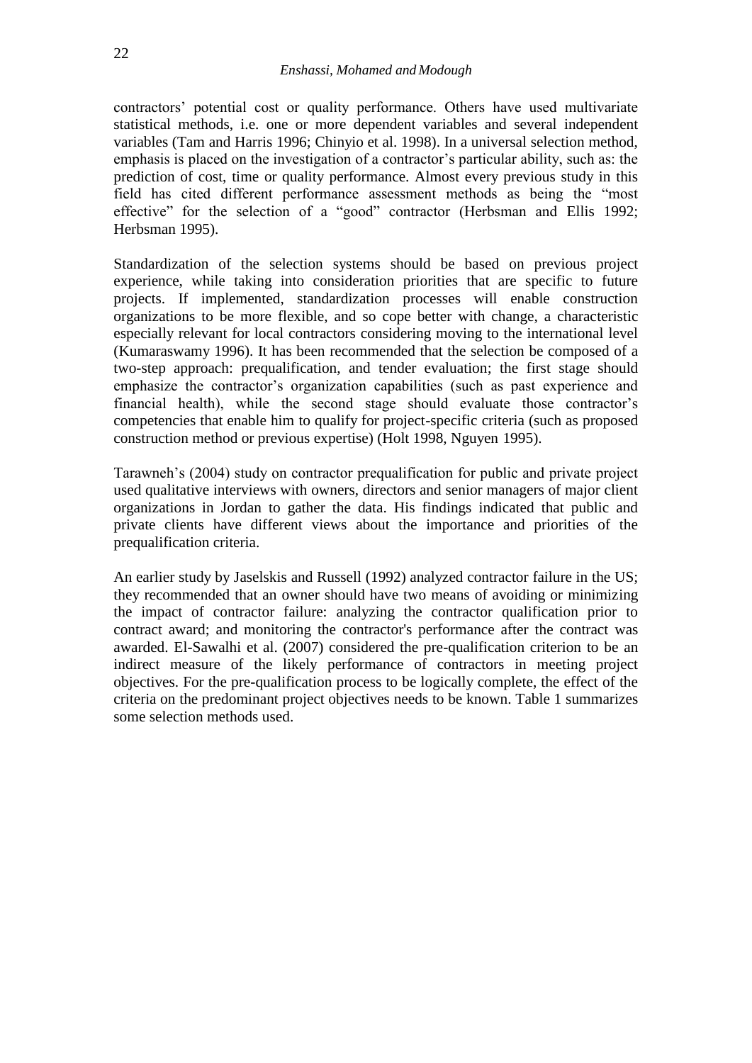contractors' potential cost or quality performance. Others have used multivariate statistical methods, i.e. one or more dependent variables and several independent variables (Tam and Harris 1996; Chinyio et al. 1998). In a universal selection method, emphasis is placed on the investigation of a contractor's particular ability, such as: the prediction of cost, time or quality performance. Almost every previous study in this field has cited different performance assessment methods as being the "most effective" for the selection of a "good" contractor (Herbsman and Ellis 1992; Herbsman 1995).

Standardization of the selection systems should be based on previous project experience, while taking into consideration priorities that are specific to future projects. If implemented, standardization processes will enable construction organizations to be more flexible, and so cope better with change, a characteristic especially relevant for local contractors considering moving to the international level (Kumaraswamy 1996). It has been recommended that the selection be composed of a two-step approach: prequalification, and tender evaluation; the first stage should emphasize the contractor's organization capabilities (such as past experience and financial health), while the second stage should evaluate those contractor's competencies that enable him to qualify for project-specific criteria (such as proposed construction method or previous expertise) (Holt 1998, Nguyen 1995).

Tarawneh's (2004) study on contractor prequalification for public and private project used qualitative interviews with owners, directors and senior managers of major client organizations in Jordan to gather the data. His findings indicated that public and private clients have different views about the importance and priorities of the prequalification criteria.

An earlier study by Jaselskis and Russell (1992) analyzed contractor failure in the US; they recommended that an owner should have two means of avoiding or minimizing the impact of contractor failure: analyzing the contractor qualification prior to contract award; and monitoring the contractor's performance after the contract was awarded. El-Sawalhi et al. (2007) considered the pre-qualification criterion to be an indirect measure of the likely performance of contractors in meeting project objectives. For the pre-qualification process to be logically complete, the effect of the criteria on the predominant project objectives needs to be known. Table 1 summarizes some selection methods used.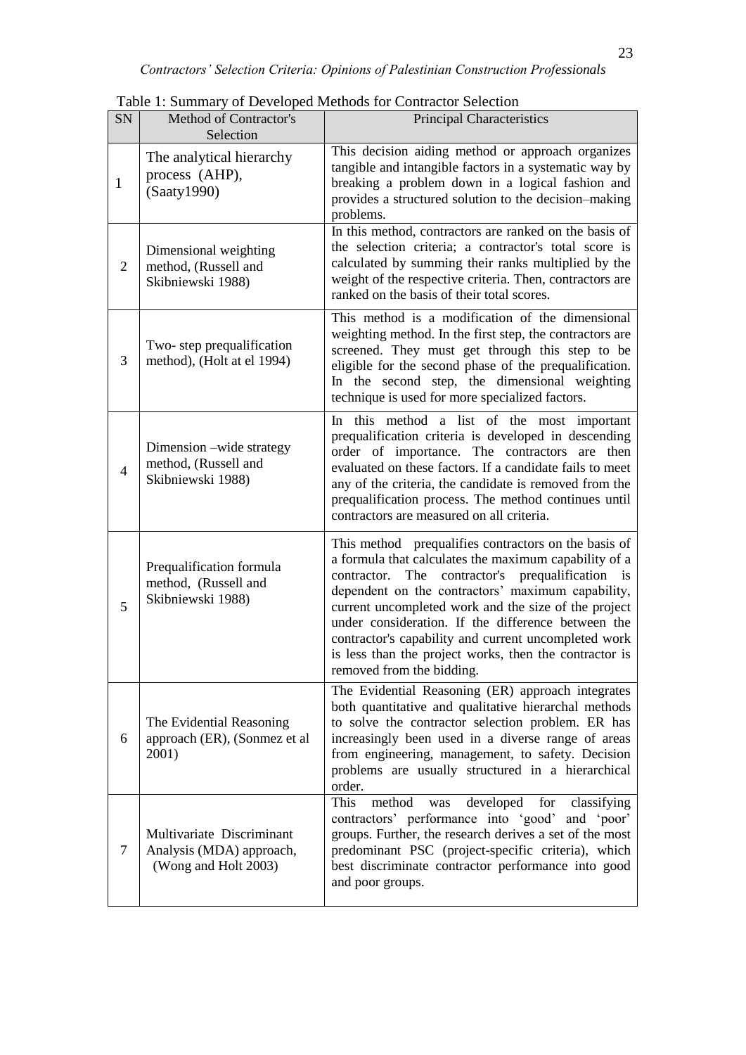Table 1: Summary of Developed Methods for Contractor Selection

| SN | Method of Contractor's Selection | Principal Characteristics |
|---|---|---|
| 1 | The analytical hierarchy process (AHP), (Saaty1990) | This decision aiding method or approach organizes tangible and intangible factors in a systematic way by breaking a problem down in a logical fashion and provides a structured solution to the decision–making problems. |
| 2 | Dimensional weighting method, (Russell and Skibniewski 1988) | In this method, contractors are ranked on the basis of the selection criteria; a contractor's total score is calculated by summing their ranks multiplied by the weight of the respective criteria. Then, contractors are ranked on the basis of their total scores. |
| 3 | Two- step prequalification method), (Holt at el 1994) | This method is a modification of the dimensional weighting method. In the first step, the contractors are screened. They must get through this step to be eligible for the second phase of the prequalification. In the second step, the dimensional weighting technique is used for more specialized factors. |
| 4 | Dimension –wide strategy method, (Russell and Skibniewski 1988) | In this method a list of the most important prequalification criteria is developed in descending order of importance. The contractors are then evaluated on these factors. If a candidate fails to meet any of the criteria, the candidate is removed from the prequalification process. The method continues until contractors are measured on all criteria. |
| 5 | Prequalification formula method, (Russell and Skibniewski 1988) | This method prequalifies contractors on the basis of a formula that calculates the maximum capability of a contractor. The contractor's prequalification is dependent on the contractors' maximum capability, current uncompleted work and the size of the project under consideration. If the difference between the contractor's capability and current uncompleted work is less than the project works, then the contractor is removed from the bidding. |
| 6 | The Evidential Reasoning approach (ER), (Sonmez et al 2001) | The Evidential Reasoning (ER) approach integrates both quantitative and qualitative hierarchal methods to solve the contractor selection problem. ER has increasingly been used in a diverse range of areas from engineering, management, to safety. Decision problems are usually structured in a hierarchical order. |
| 7 | Multivariate Discriminant Analysis (MDA) approach, (Wong and Holt 2003) | This method was developed for classifying contractors' performance into 'good' and 'poor' groups. Further, the research derives a set of the most predominant PSC (project-specific criteria), which best discriminate contractor performance into good and poor groups. |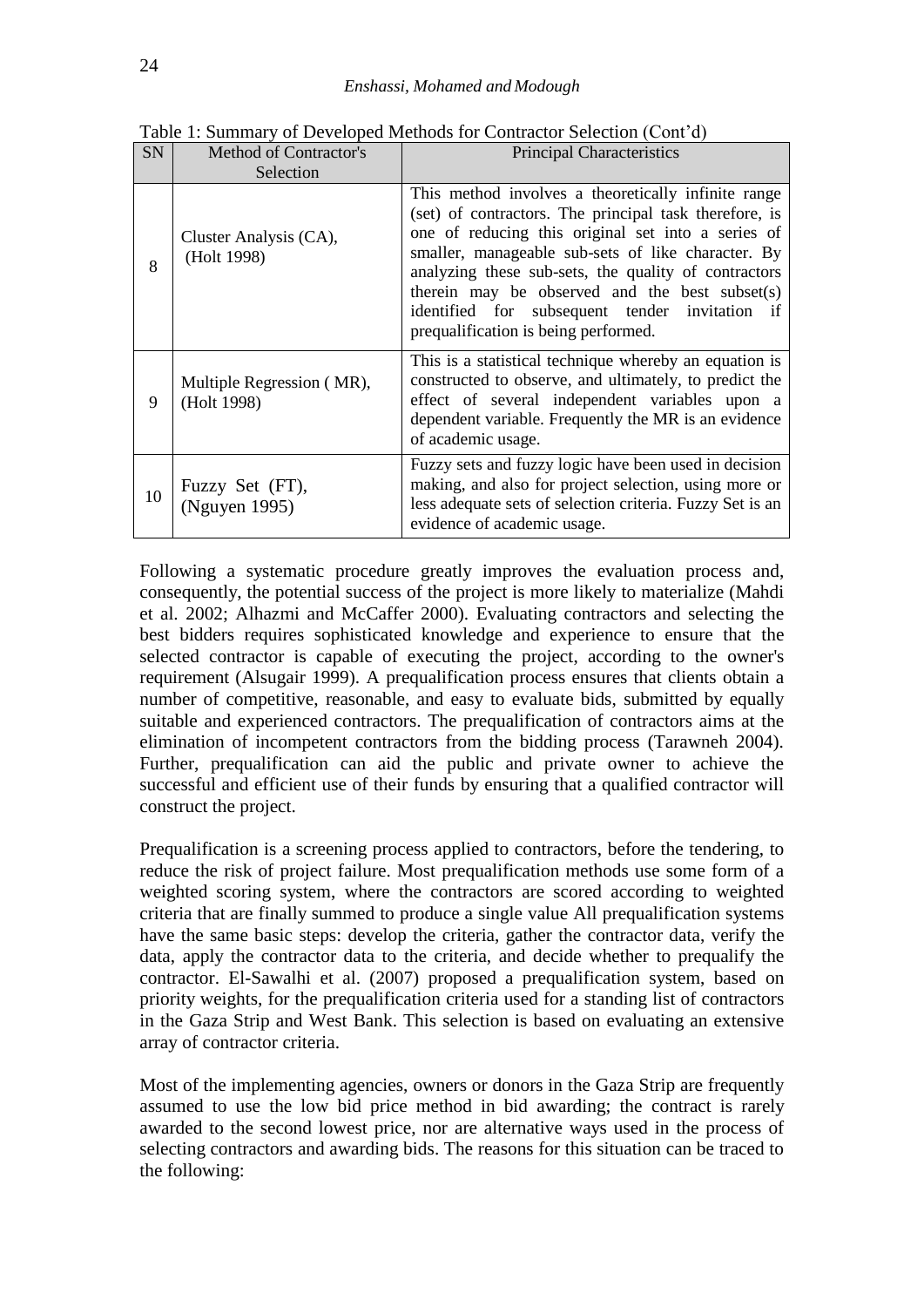Table 1: Summary of Developed Methods for Contractor Selection (Cont'd)

| SN | Method of Contractor's Selection | Principal Characteristics |
|---|---|---|
| 8 | Cluster Analysis (CA), (Holt 1998) | This method involves a theoretically infinite range (set) of contractors. The principal task therefore, is one of reducing this original set into a series of smaller, manageable sub-sets of like character. By analyzing these sub-sets, the quality of contractors therein may be observed and the best subset(s) identified for subsequent tender invitation if prequalification is being performed. |
| 9 | Multiple Regression ( MR), (Holt 1998) | This is a statistical technique whereby an equation is constructed to observe, and ultimately, to predict the effect of several independent variables upon a dependent variable. Frequently the MR is an evidence of academic usage. |
| 10 | Fuzzy Set (FT), (Nguyen 1995) | Fuzzy sets and fuzzy logic have been used in decision making, and also for project selection, using more or less adequate sets of selection criteria. Fuzzy Set is an evidence of academic usage. |

Following a systematic procedure greatly improves the evaluation process and, consequently, the potential success of the project is more likely to materialize (Mahdi et al. 2002; Alhazmi and McCaffer 2000). Evaluating contractors and selecting the best bidders requires sophisticated knowledge and experience to ensure that the selected contractor is capable of executing the project, according to the owner's requirement (Alsugair 1999). A prequalification process ensures that clients obtain a number of competitive, reasonable, and easy to evaluate bids, submitted by equally suitable and experienced contractors. The prequalification of contractors aims at the elimination of incompetent contractors from the bidding process (Tarawneh 2004). Further, prequalification can aid the public and private owner to achieve the successful and efficient use of their funds by ensuring that a qualified contractor will construct the project.

Prequalification is a screening process applied to contractors, before the tendering, to reduce the risk of project failure. Most prequalification methods use some form of a weighted scoring system, where the contractors are scored according to weighted criteria that are finally summed to produce a single value All prequalification systems have the same basic steps: develop the criteria, gather the contractor data, verify the data, apply the contractor data to the criteria, and decide whether to prequalify the contractor. El-Sawalhi et al. (2007) proposed a prequalification system, based on priority weights, for the prequalification criteria used for a standing list of contractors in the Gaza Strip and West Bank. This selection is based on evaluating an extensive array of contractor criteria.

Most of the implementing agencies, owners or donors in the Gaza Strip are frequently assumed to use the low bid price method in bid awarding; the contract is rarely awarded to the second lowest price, nor are alternative ways used in the process of selecting contractors and awarding bids. The reasons for this situation can be traced to the following: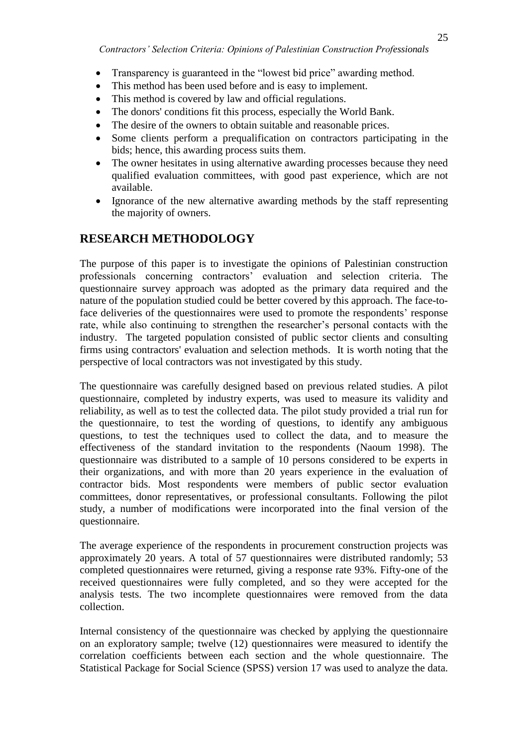- Transparency is guaranteed in the "lowest bid price" awarding method.
- This method has been used before and is easy to implement.
- This method is covered by law and official regulations.
- The donors' conditions fit this process, especially the World Bank.
- The desire of the owners to obtain suitable and reasonable prices.
- Some clients perform a prequalification on contractors participating in the bids; hence, this awarding process suits them.
- The owner hesitates in using alternative awarding processes because they need qualified evaluation committees, with good past experience, which are not available.
- Ignorance of the new alternative awarding methods by the staff representing the majority of owners.

## RESEARCH METHODOLOGY

The purpose of this paper is to investigate the opinions of Palestinian construction professionals concerning contractors' evaluation and selection criteria. The questionnaire survey approach was adopted as the primary data required and the nature of the population studied could be better covered by this approach. The face-to-face deliveries of the questionnaires were used to promote the respondents' response rate, while also continuing to strengthen the researcher's personal contacts with the industry. The targeted population consisted of public sector clients and consulting firms using contractors' evaluation and selection methods. It is worth noting that the perspective of local contractors was not investigated by this study.

The questionnaire was carefully designed based on previous related studies. A pilot questionnaire, completed by industry experts, was used to measure its validity and reliability, as well as to test the collected data. The pilot study provided a trial run for the questionnaire, to test the wording of questions, to identify any ambiguous questions, to test the techniques used to collect the data, and to measure the effectiveness of the standard invitation to the respondents (Naoum 1998). The questionnaire was distributed to a sample of 10 persons considered to be experts in their organizations, and with more than 20 years experience in the evaluation of contractor bids. Most respondents were members of public sector evaluation committees, donor representatives, or professional consultants. Following the pilot study, a number of modifications were incorporated into the final version of the questionnaire.

The average experience of the respondents in procurement construction projects was approximately 20 years. A total of 57 questionnaires were distributed randomly; 53 completed questionnaires were returned, giving a response rate 93%. Fifty-one of the received questionnaires were fully completed, and so they were accepted for the analysis tests. The two incomplete questionnaires were removed from the data collection.

Internal consistency of the questionnaire was checked by applying the questionnaire on an exploratory sample; twelve (12) questionnaires were measured to identify the correlation coefficients between each section and the whole questionnaire. The Statistical Package for Social Science (SPSS) version 17 was used to analyze the data.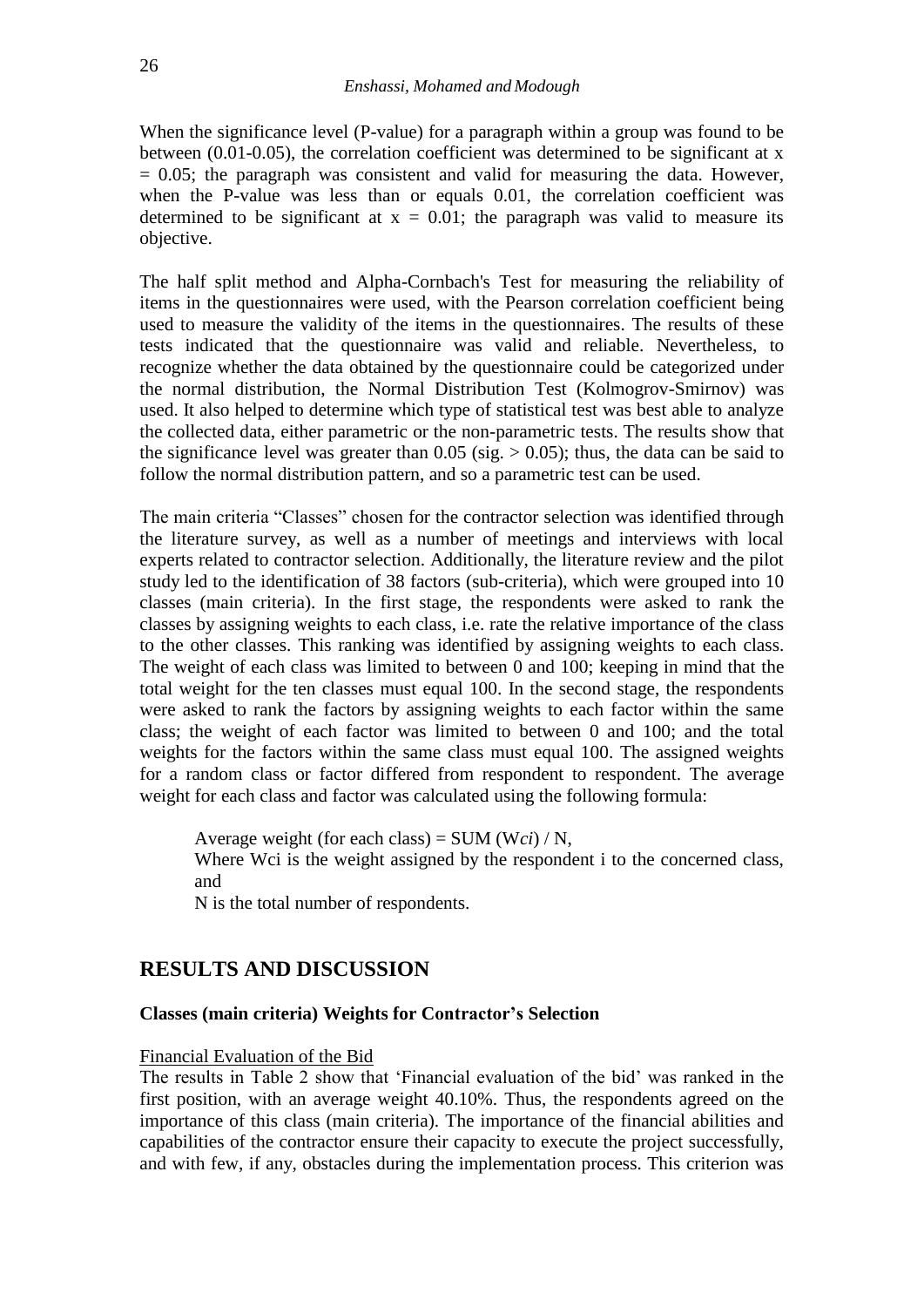When the significance level (P-value) for a paragraph within a group was found to be between (0.01-0.05), the correlation coefficient was determined to be significant at x = 0.05; the paragraph was consistent and valid for measuring the data. However, when the P-value was less than or equals 0.01, the correlation coefficient was determined to be significant at x = 0.01; the paragraph was valid to measure its objective.

The half split method and Alpha-Cornbach's Test for measuring the reliability of items in the questionnaires were used, with the Pearson correlation coefficient being used to measure the validity of the items in the questionnaires. The results of these tests indicated that the questionnaire was valid and reliable. Nevertheless, to recognize whether the data obtained by the questionnaire could be categorized under the normal distribution, the Normal Distribution Test (Kolmogrov-Smirnov) was used. It also helped to determine which type of statistical test was best able to analyze the collected data, either parametric or the non-parametric tests. The results show that the significance level was greater than 0.05 (sig. > 0.05); thus, the data can be said to follow the normal distribution pattern, and so a parametric test can be used.

The main criteria "Classes" chosen for the contractor selection was identified through the literature survey, as well as a number of meetings and interviews with local experts related to contractor selection. Additionally, the literature review and the pilot study led to the identification of 38 factors (sub-criteria), which were grouped into 10 classes (main criteria). In the first stage, the respondents were asked to rank the classes by assigning weights to each class, i.e. rate the relative importance of the class to the other classes. This ranking was identified by assigning weights to each class. The weight of each class was limited to between 0 and 100; keeping in mind that the total weight for the ten classes must equal 100. In the second stage, the respondents were asked to rank the factors by assigning weights to each factor within the same class; the weight of each factor was limited to between 0 and 100; and the total weights for the factors within the same class must equal 100. The assigned weights for a random class or factor differed from respondent to respondent. The average weight for each class and factor was calculated using the following formula:

Average weight (for each class) = SUM (W*ci*) / N,
Where Wci is the weight assigned by the respondent i to the concerned class, and
N is the total number of respondents.

## RESULTS AND DISCUSSION

### Classes (main criteria) Weights for Contractor's Selection

Financial Evaluation of the Bid

The results in Table 2 show that 'Financial evaluation of the bid' was ranked in the first position, with an average weight 40.10%. Thus, the respondents agreed on the importance of this class (main criteria). The importance of the financial abilities and capabilities of the contractor ensure their capacity to execute the project successfully, and with few, if any, obstacles during the implementation process. This criterion was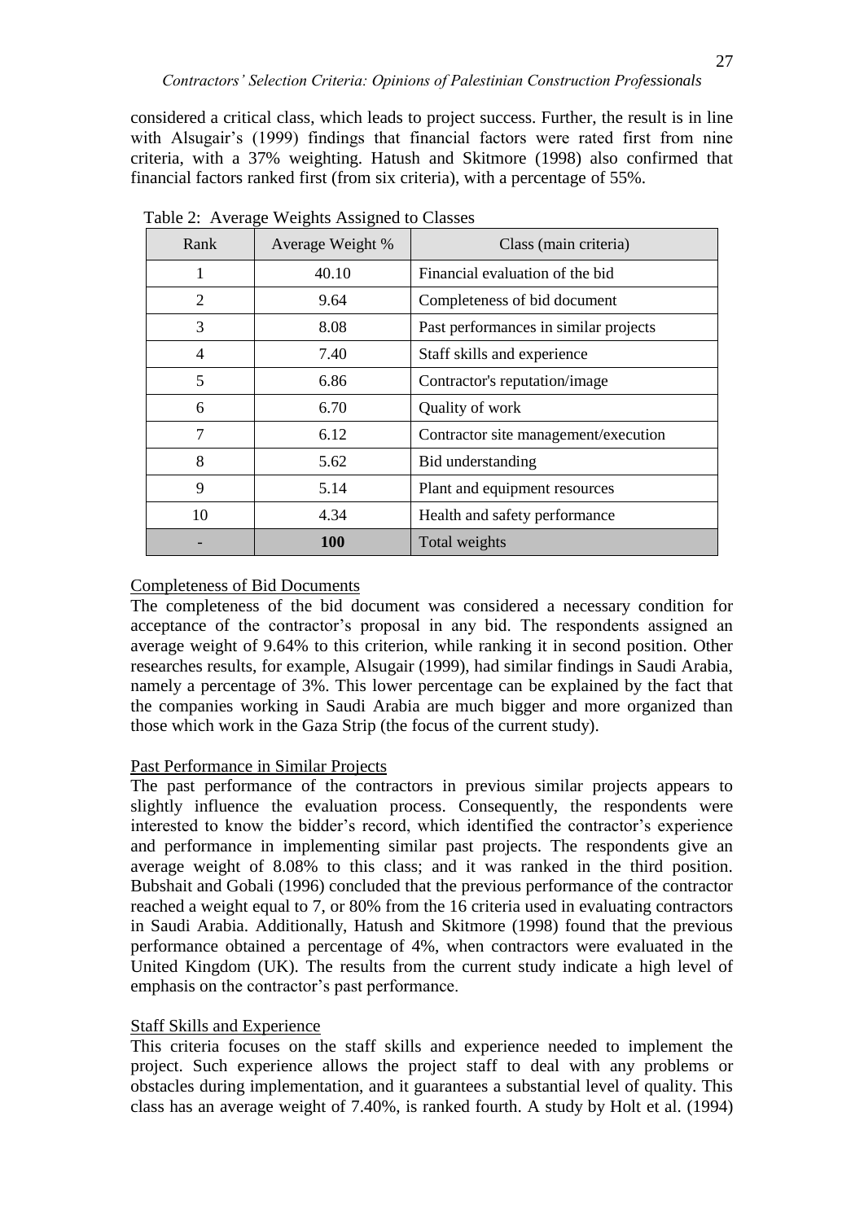considered a critical class, which leads to project success. Further, the result is in line with Alsugair's (1999) findings that financial factors were rated first from nine criteria, with a 37% weighting. Hatush and Skitmore (1998) also confirmed that financial factors ranked first (from six criteria), with a percentage of 55%.

Table 2: Average Weights Assigned to Classes

| Rank | Average Weight % | Class (main criteria) |
|---|---|---|
| 1 | 40.10 | Financial evaluation of the bid |
| 2 | 9.64 | Completeness of bid document |
| 3 | 8.08 | Past performances in similar projects |
| 4 | 7.40 | Staff skills and experience |
| 5 | 6.86 | Contractor's reputation/image |
| 6 | 6.70 | Quality of work |
| 7 | 6.12 | Contractor site management/execution |
| 8 | 5.62 | Bid understanding |
| 9 | 5.14 | Plant and equipment resources |
| 10 | 4.34 | Health and safety performance |
| - | **100** | Total weights |

Completeness of Bid Documents

The completeness of the bid document was considered a necessary condition for acceptance of the contractor's proposal in any bid. The respondents assigned an average weight of 9.64% to this criterion, while ranking it in second position. Other researches results, for example, Alsugair (1999), had similar findings in Saudi Arabia, namely a percentage of 3%. This lower percentage can be explained by the fact that the companies working in Saudi Arabia are much bigger and more organized than those which work in the Gaza Strip (the focus of the current study).

Past Performance in Similar Projects

The past performance of the contractors in previous similar projects appears to slightly influence the evaluation process. Consequently, the respondents were interested to know the bidder's record, which identified the contractor's experience and performance in implementing similar past projects. The respondents give an average weight of 8.08% to this class; and it was ranked in the third position. Bubshait and Gobali (1996) concluded that the previous performance of the contractor reached a weight equal to 7, or 80% from the 16 criteria used in evaluating contractors in Saudi Arabia. Additionally, Hatush and Skitmore (1998) found that the previous performance obtained a percentage of 4%, when contractors were evaluated in the United Kingdom (UK). The results from the current study indicate a high level of emphasis on the contractor's past performance.

Staff Skills and Experience

This criteria focuses on the staff skills and experience needed to implement the project. Such experience allows the project staff to deal with any problems or obstacles during implementation, and it guarantees a substantial level of quality. This class has an average weight of 7.40%, is ranked fourth. A study by Holt et al. (1994)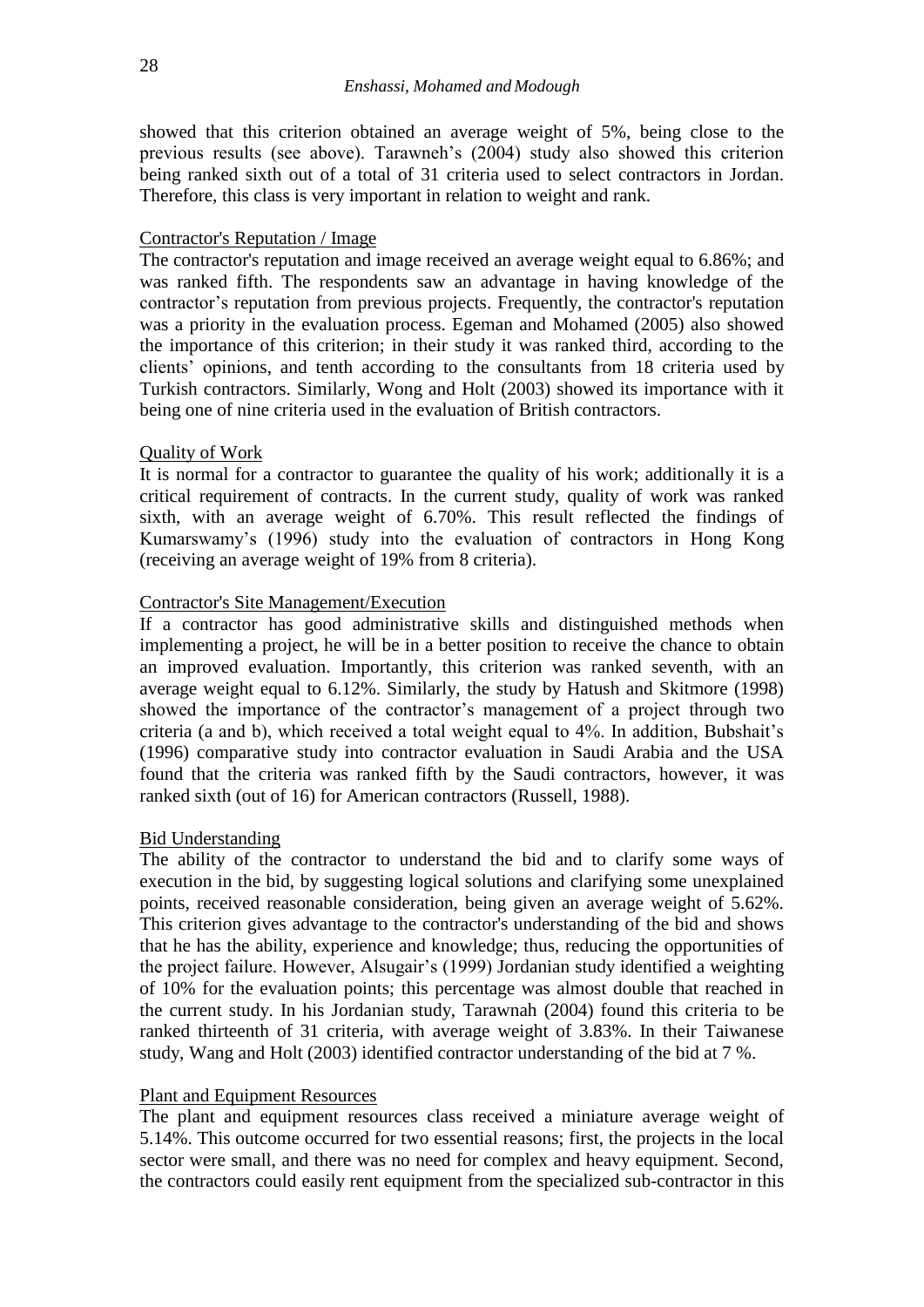showed that this criterion obtained an average weight of 5%, being close to the previous results (see above). Tarawneh's (2004) study also showed this criterion being ranked sixth out of a total of 31 criteria used to select contractors in Jordan. Therefore, this class is very important in relation to weight and rank.

### Contractor's Reputation / Image

The contractor's reputation and image received an average weight equal to 6.86%; and was ranked fifth. The respondents saw an advantage in having knowledge of the contractor's reputation from previous projects. Frequently, the contractor's reputation was a priority in the evaluation process. Egeman and Mohamed (2005) also showed the importance of this criterion; in their study it was ranked third, according to the clients' opinions, and tenth according to the consultants from 18 criteria used by Turkish contractors. Similarly, Wong and Holt (2003) showed its importance with it being one of nine criteria used in the evaluation of British contractors.

### Quality of Work

It is normal for a contractor to guarantee the quality of his work; additionally it is a critical requirement of contracts. In the current study, quality of work was ranked sixth, with an average weight of 6.70%. This result reflected the findings of Kumarswamy's (1996) study into the evaluation of contractors in Hong Kong (receiving an average weight of 19% from 8 criteria).

### Contractor's Site Management/Execution

If a contractor has good administrative skills and distinguished methods when implementing a project, he will be in a better position to receive the chance to obtain an improved evaluation. Importantly, this criterion was ranked seventh, with an average weight equal to 6.12%. Similarly, the study by Hatush and Skitmore (1998) showed the importance of the contractor's management of a project through two criteria (a and b), which received a total weight equal to 4%. In addition, Bubshait's (1996) comparative study into contractor evaluation in Saudi Arabia and the USA found that the criteria was ranked fifth by the Saudi contractors, however, it was ranked sixth (out of 16) for American contractors (Russell, 1988).

### Bid Understanding

The ability of the contractor to understand the bid and to clarify some ways of execution in the bid, by suggesting logical solutions and clarifying some unexplained points, received reasonable consideration, being given an average weight of 5.62%. This criterion gives advantage to the contractor's understanding of the bid and shows that he has the ability, experience and knowledge; thus, reducing the opportunities of the project failure. However, Alsugair's (1999) Jordanian study identified a weighting of 10% for the evaluation points; this percentage was almost double that reached in the current study. In his Jordanian study, Tarawnah (2004) found this criteria to be ranked thirteenth of 31 criteria, with average weight of 3.83%. In their Taiwanese study, Wang and Holt (2003) identified contractor understanding of the bid at 7 %.

### Plant and Equipment Resources

The plant and equipment resources class received a miniature average weight of 5.14%. This outcome occurred for two essential reasons; first, the projects in the local sector were small, and there was no need for complex and heavy equipment. Second, the contractors could easily rent equipment from the specialized sub-contractor in this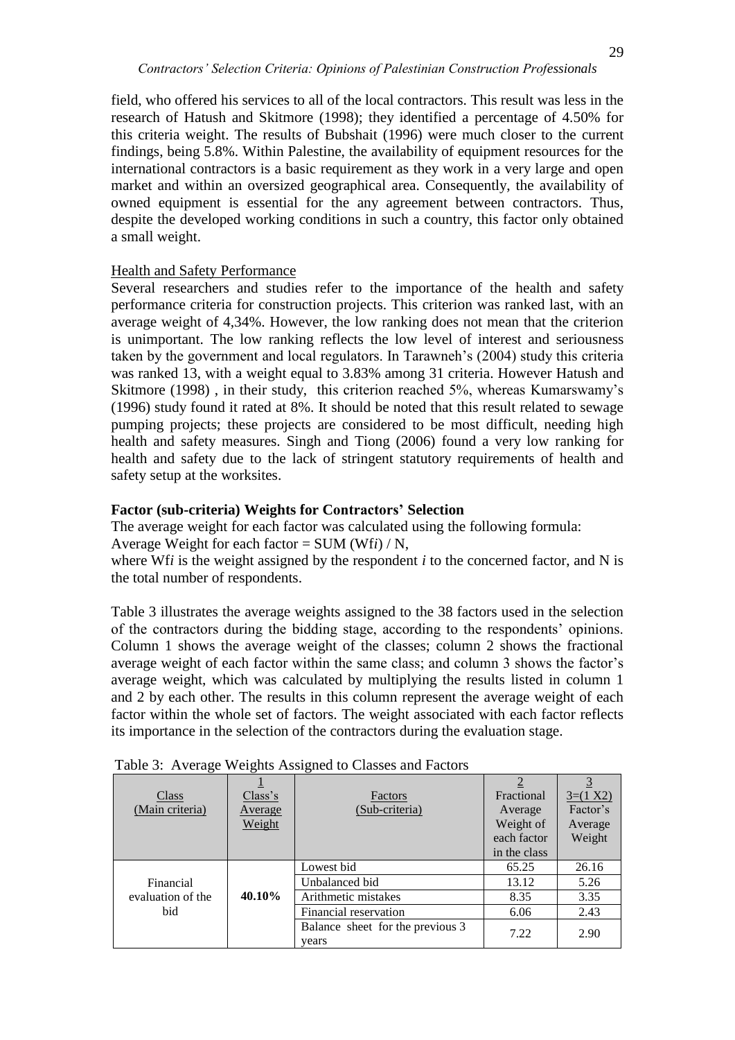field, who offered his services to all of the local contractors. This result was less in the research of Hatush and Skitmore (1998); they identified a percentage of 4.50% for this criteria weight. The results of Bubshait (1996) were much closer to the current findings, being 5.8%. Within Palestine, the availability of equipment resources for the international contractors is a basic requirement as they work in a very large and open market and within an oversized geographical area. Consequently, the availability of owned equipment is essential for the any agreement between contractors. Thus, despite the developed working conditions in such a country, this factor only obtained a small weight.

<u>Health and Safety Performance</u>

Several researchers and studies refer to the importance of the health and safety performance criteria for construction projects. This criterion was ranked last, with an average weight of 4,34%. However, the low ranking does not mean that the criterion is unimportant. The low ranking reflects the low level of interest and seriousness taken by the government and local regulators. In Tarawneh's (2004) study this criteria was ranked 13, with a weight equal to 3.83% among 31 criteria. However Hatush and Skitmore (1998) , in their study, this criterion reached 5%, whereas Kumarswamy's (1996) study found it rated at 8%. It should be noted that this result related to sewage pumping projects; these projects are considered to be most difficult, needing high health and safety measures. Singh and Tiong (2006) found a very low ranking for health and safety due to the lack of stringent statutory requirements of health and safety setup at the worksites.

**Factor (sub-criteria) Weights for Contractors' Selection**

The average weight for each factor was calculated using the following formula:

Average Weight for each factor = SUM (W*fi*) / N,

where W*fi* is the weight assigned by the respondent *i* to the concerned factor, and N is the total number of respondents.

Table 3 illustrates the average weights assigned to the 38 factors used in the selection of the contractors during the bidding stage, according to the respondents' opinions. Column 1 shows the average weight of the classes; column 2 shows the fractional average weight of each factor within the same class; and column 3 shows the factor's average weight, which was calculated by multiplying the results listed in column 1 and 2 by each other. The results in this column represent the average weight of each factor within the whole set of factors. The weight associated with each factor reflects its importance in the selection of the contractors during the evaluation stage.

Table 3: Average Weights Assigned to Classes and Factors

| Class (Main criteria) | 1 Class's Average Weight | Factors (Sub-criteria) | 2 Fractional Average Weight of each factor in the class | 3=(1 X2) Factor's Average Weight |
|---|---|---|---|---|
| Financial evaluation of the bid | **40.10%** | Lowest bid | 65.25 | 26.16 |
| | | Unbalanced bid | 13.12 | 5.26 |
| | | Arithmetic mistakes | 8.35 | 3.35 |
| | | Financial reservation | 6.06 | 2.43 |
| | | Balance sheet for the previous 3 years | 7.22 | 2.90 |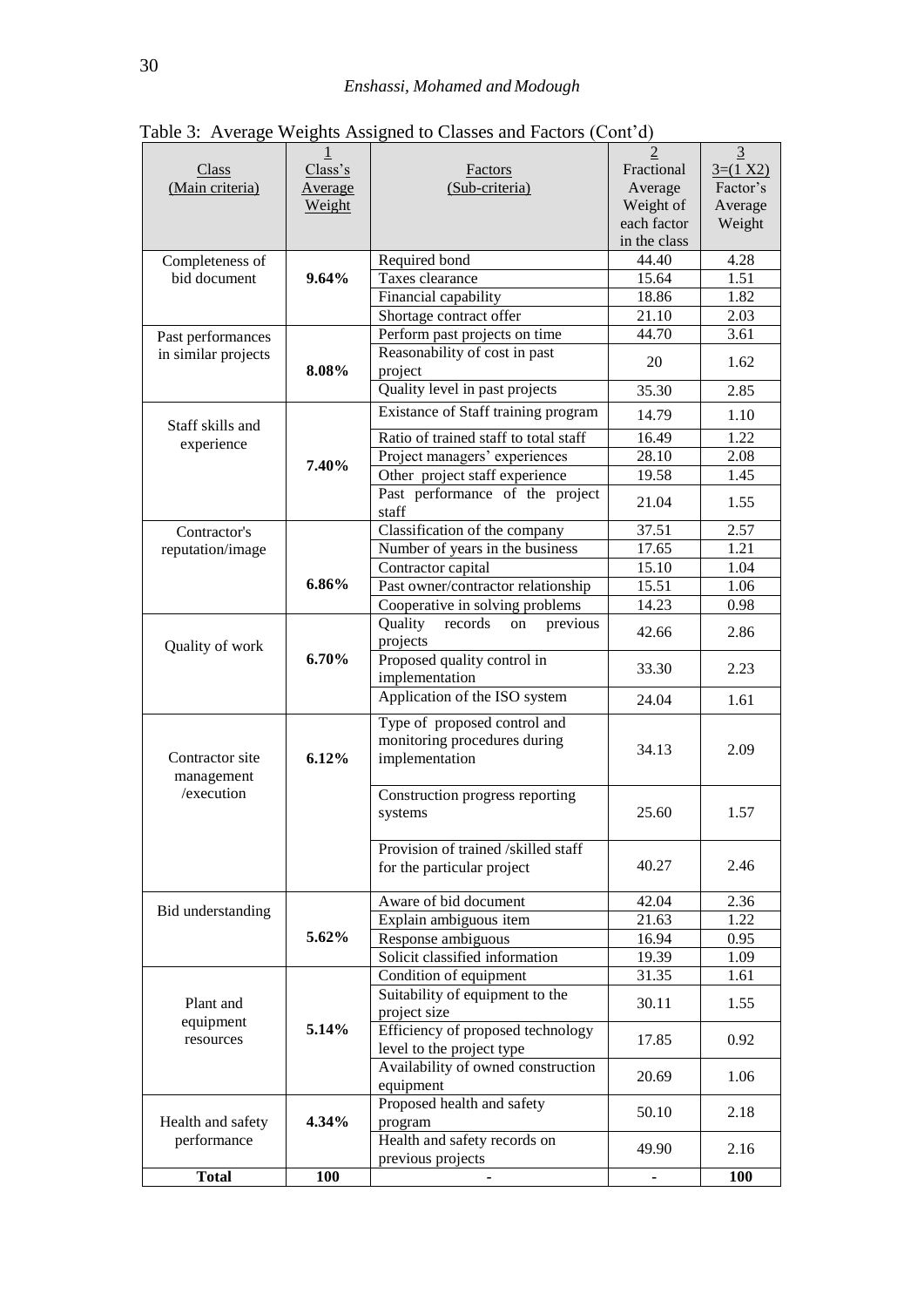Table 3: Average Weights Assigned to Classes and Factors (Cont'd)

| Class (Main criteria) | 1 Class's Average Weight | Factors (Sub-criteria) | 2 Fractional Average Weight of each factor in the class | 3 3=(1 X2) Factor's Average Weight |
|---|---|---|---|---|
| Completeness of bid document | **9.64%** | Required bond | 44.40 | 4.28 |
| | | Taxes clearance | 15.64 | 1.51 |
| | | Financial capability | 18.86 | 1.82 |
| | | Shortage contract offer | 21.10 | 2.03 |
| Past performances in similar projects | **8.08%** | Perform past projects on time | 44.70 | 3.61 |
| | | Reasonability of cost in past project | 20 | 1.62 |
| | | Quality level in past projects | 35.30 | 2.85 |
| Staff skills and experience | **7.40%** | Existance of Staff training program | 14.79 | 1.10 |
| | | Ratio of trained staff to total staff | 16.49 | 1.22 |
| | | Project managers' experiences | 28.10 | 2.08 |
| | | Other project staff experience | 19.58 | 1.45 |
| | | Past performance of the project staff | 21.04 | 1.55 |
| Contractor's reputation/image | **6.86%** | Classification of the company | 37.51 | 2.57 |
| | | Number of years in the business | 17.65 | 1.21 |
| | | Contractor capital | 15.10 | 1.04 |
| | | Past owner/contractor relationship | 15.51 | 1.06 |
| | | Cooperative in solving problems | 14.23 | 0.98 |
| Quality of work | **6.70%** | Quality records on previous projects | 42.66 | 2.86 |
| | | Proposed quality control in implementation | 33.30 | 2.23 |
| | | Application of the ISO system | 24.04 | 1.61 |
| Contractor site management /execution | **6.12%** | Type of proposed control and monitoring procedures during implementation | 34.13 | 2.09 |
| | | Construction progress reporting systems | 25.60 | 1.57 |
| | | Provision of trained /skilled staff for the particular project | 40.27 | 2.46 |
| Bid understanding | **5.62%** | Aware of bid document | 42.04 | 2.36 |
| | | Explain ambiguous item | 21.63 | 1.22 |
| | | Response ambiguous | 16.94 | 0.95 |
| | | Solicit classified information | 19.39 | 1.09 |
| Plant and equipment resources | **5.14%** | Condition of equipment | 31.35 | 1.61 |
| | | Suitability of equipment to the project size | 30.11 | 1.55 |
| | | Efficiency of proposed technology level to the project type | 17.85 | 0.92 |
| | | Availability of owned construction equipment | 20.69 | 1.06 |
| Health and safety performance | **4.34%** | Proposed health and safety program | 50.10 | 2.18 |
| | | Health and safety records on previous projects | 49.90 | 2.16 |
| **Total** | **100** | - | - | **100** |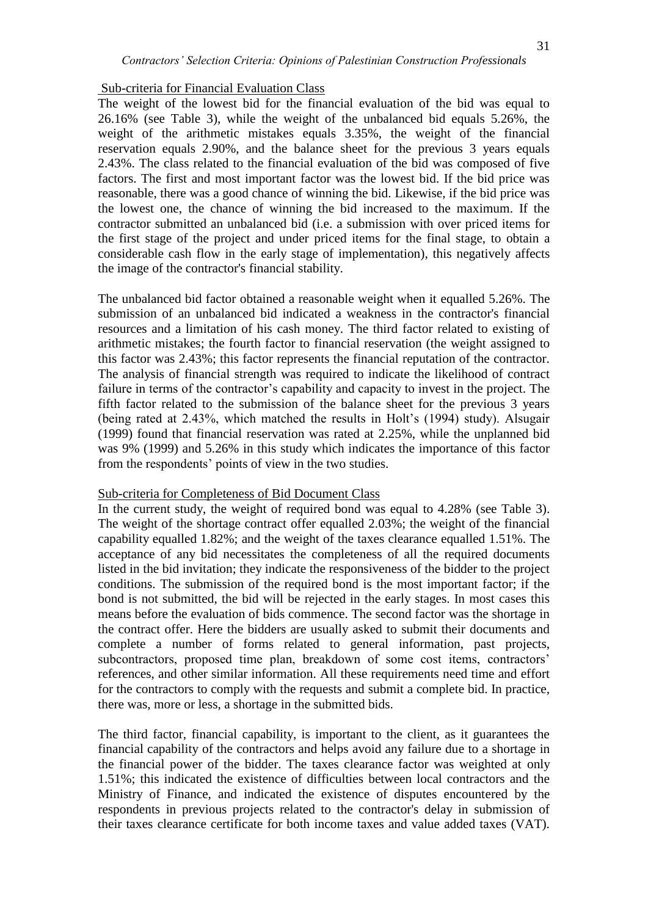Sub-criteria for Financial Evaluation Class

The weight of the lowest bid for the financial evaluation of the bid was equal to 26.16% (see Table 3), while the weight of the unbalanced bid equals 5.26%, the weight of the arithmetic mistakes equals 3.35%, the weight of the financial reservation equals 2.90%, and the balance sheet for the previous 3 years equals 2.43%. The class related to the financial evaluation of the bid was composed of five factors. The first and most important factor was the lowest bid. If the bid price was reasonable, there was a good chance of winning the bid. Likewise, if the bid price was the lowest one, the chance of winning the bid increased to the maximum. If the contractor submitted an unbalanced bid (i.e. a submission with over priced items for the first stage of the project and under priced items for the final stage, to obtain a considerable cash flow in the early stage of implementation), this negatively affects the image of the contractor's financial stability.

The unbalanced bid factor obtained a reasonable weight when it equalled 5.26%. The submission of an unbalanced bid indicated a weakness in the contractor's financial resources and a limitation of his cash money. The third factor related to existing of arithmetic mistakes; the fourth factor to financial reservation (the weight assigned to this factor was 2.43%; this factor represents the financial reputation of the contractor. The analysis of financial strength was required to indicate the likelihood of contract failure in terms of the contractor's capability and capacity to invest in the project. The fifth factor related to the submission of the balance sheet for the previous 3 years (being rated at 2.43%, which matched the results in Holt's (1994) study). Alsugair (1999) found that financial reservation was rated at 2.25%, while the unplanned bid was 9% (1999) and 5.26% in this study which indicates the importance of this factor from the respondents' points of view in the two studies.

Sub-criteria for Completeness of Bid Document Class

In the current study, the weight of required bond was equal to 4.28% (see Table 3). The weight of the shortage contract offer equalled 2.03%; the weight of the financial capability equalled 1.82%; and the weight of the taxes clearance equalled 1.51%. The acceptance of any bid necessitates the completeness of all the required documents listed in the bid invitation; they indicate the responsiveness of the bidder to the project conditions. The submission of the required bond is the most important factor; if the bond is not submitted, the bid will be rejected in the early stages. In most cases this means before the evaluation of bids commence. The second factor was the shortage in the contract offer. Here the bidders are usually asked to submit their documents and complete a number of forms related to general information, past projects, subcontractors, proposed time plan, breakdown of some cost items, contractors' references, and other similar information. All these requirements need time and effort for the contractors to comply with the requests and submit a complete bid. In practice, there was, more or less, a shortage in the submitted bids.

The third factor, financial capability, is important to the client, as it guarantees the financial capability of the contractors and helps avoid any failure due to a shortage in the financial power of the bidder. The taxes clearance factor was weighted at only 1.51%; this indicated the existence of difficulties between local contractors and the Ministry of Finance, and indicated the existence of disputes encountered by the respondents in previous projects related to the contractor's delay in submission of their taxes clearance certificate for both income taxes and value added taxes (VAT).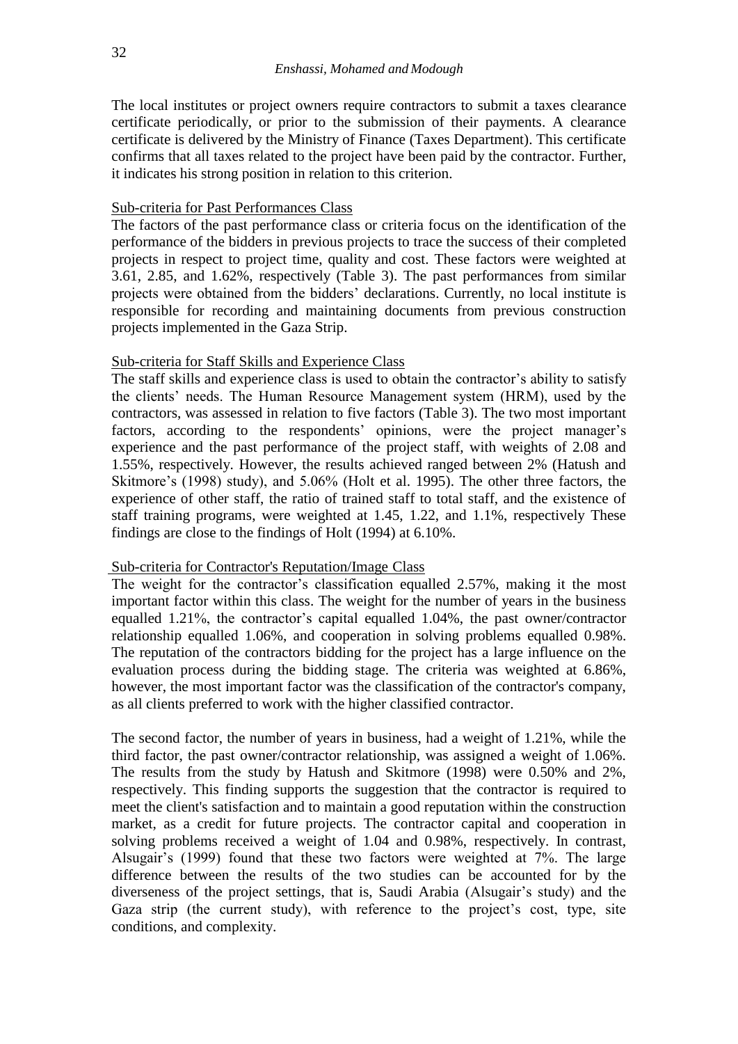The local institutes or project owners require contractors to submit a taxes clearance certificate periodically, or prior to the submission of their payments. A clearance certificate is delivered by the Ministry of Finance (Taxes Department). This certificate confirms that all taxes related to the project have been paid by the contractor. Further, it indicates his strong position in relation to this criterion.

### Sub-criteria for Past Performances Class

The factors of the past performance class or criteria focus on the identification of the performance of the bidders in previous projects to trace the success of their completed projects in respect to project time, quality and cost. These factors were weighted at 3.61, 2.85, and 1.62%, respectively (Table 3). The past performances from similar projects were obtained from the bidders' declarations. Currently, no local institute is responsible for recording and maintaining documents from previous construction projects implemented in the Gaza Strip.

### Sub-criteria for Staff Skills and Experience Class

The staff skills and experience class is used to obtain the contractor's ability to satisfy the clients' needs. The Human Resource Management system (HRM), used by the contractors, was assessed in relation to five factors (Table 3). The two most important factors, according to the respondents' opinions, were the project manager's experience and the past performance of the project staff, with weights of 2.08 and 1.55%, respectively. However, the results achieved ranged between 2% (Hatush and Skitmore's (1998) study), and 5.06% (Holt et al. 1995). The other three factors, the experience of other staff, the ratio of trained staff to total staff, and the existence of staff training programs, were weighted at 1.45, 1.22, and 1.1%, respectively These findings are close to the findings of Holt (1994) at 6.10%.

### Sub-criteria for Contractor's Reputation/Image Class

The weight for the contractor's classification equalled 2.57%, making it the most important factor within this class. The weight for the number of years in the business equalled 1.21%, the contractor's capital equalled 1.04%, the past owner/contractor relationship equalled 1.06%, and cooperation in solving problems equalled 0.98%. The reputation of the contractors bidding for the project has a large influence on the evaluation process during the bidding stage. The criteria was weighted at 6.86%, however, the most important factor was the classification of the contractor's company, as all clients preferred to work with the higher classified contractor.

The second factor, the number of years in business, had a weight of 1.21%, while the third factor, the past owner/contractor relationship, was assigned a weight of 1.06%. The results from the study by Hatush and Skitmore (1998) were 0.50% and 2%, respectively. This finding supports the suggestion that the contractor is required to meet the client's satisfaction and to maintain a good reputation within the construction market, as a credit for future projects. The contractor capital and cooperation in solving problems received a weight of 1.04 and 0.98%, respectively. In contrast, Alsugair's (1999) found that these two factors were weighted at 7%. The large difference between the results of the two studies can be accounted for by the diverseness of the project settings, that is, Saudi Arabia (Alsugair's study) and the Gaza strip (the current study), with reference to the project's cost, type, site conditions, and complexity.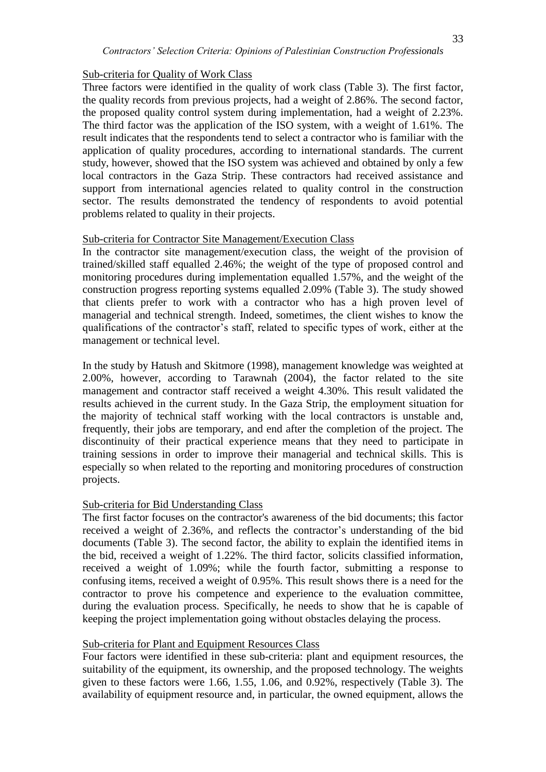### Sub-criteria for Quality of Work Class

Three factors were identified in the quality of work class (Table 3). The first factor, the quality records from previous projects, had a weight of 2.86%. The second factor, the proposed quality control system during implementation, had a weight of 2.23%. The third factor was the application of the ISO system, with a weight of 1.61%. The result indicates that the respondents tend to select a contractor who is familiar with the application of quality procedures, according to international standards. The current study, however, showed that the ISO system was achieved and obtained by only a few local contractors in the Gaza Strip. These contractors had received assistance and support from international agencies related to quality control in the construction sector. The results demonstrated the tendency of respondents to avoid potential problems related to quality in their projects.

### Sub-criteria for Contractor Site Management/Execution Class

In the contractor site management/execution class, the weight of the provision of trained/skilled staff equalled 2.46%; the weight of the type of proposed control and monitoring procedures during implementation equalled 1.57%, and the weight of the construction progress reporting systems equalled 2.09% (Table 3). The study showed that clients prefer to work with a contractor who has a high proven level of managerial and technical strength. Indeed, sometimes, the client wishes to know the qualifications of the contractor's staff, related to specific types of work, either at the management or technical level.

In the study by Hatush and Skitmore (1998), management knowledge was weighted at 2.00%, however, according to Tarawnah (2004), the factor related to the site management and contractor staff received a weight 4.30%. This result validated the results achieved in the current study. In the Gaza Strip, the employment situation for the majority of technical staff working with the local contractors is unstable and, frequently, their jobs are temporary, and end after the completion of the project. The discontinuity of their practical experience means that they need to participate in training sessions in order to improve their managerial and technical skills. This is especially so when related to the reporting and monitoring procedures of construction projects.

### Sub-criteria for Bid Understanding Class

The first factor focuses on the contractor's awareness of the bid documents; this factor received a weight of 2.36%, and reflects the contractor's understanding of the bid documents (Table 3). The second factor, the ability to explain the identified items in the bid, received a weight of 1.22%. The third factor, solicits classified information, received a weight of 1.09%; while the fourth factor, submitting a response to confusing items, received a weight of 0.95%. This result shows there is a need for the contractor to prove his competence and experience to the evaluation committee, during the evaluation process. Specifically, he needs to show that he is capable of keeping the project implementation going without obstacles delaying the process.

### Sub-criteria for Plant and Equipment Resources Class

Four factors were identified in these sub-criteria: plant and equipment resources, the suitability of the equipment, its ownership, and the proposed technology. The weights given to these factors were 1.66, 1.55, 1.06, and 0.92%, respectively (Table 3). The availability of equipment resource and, in particular, the owned equipment, allows the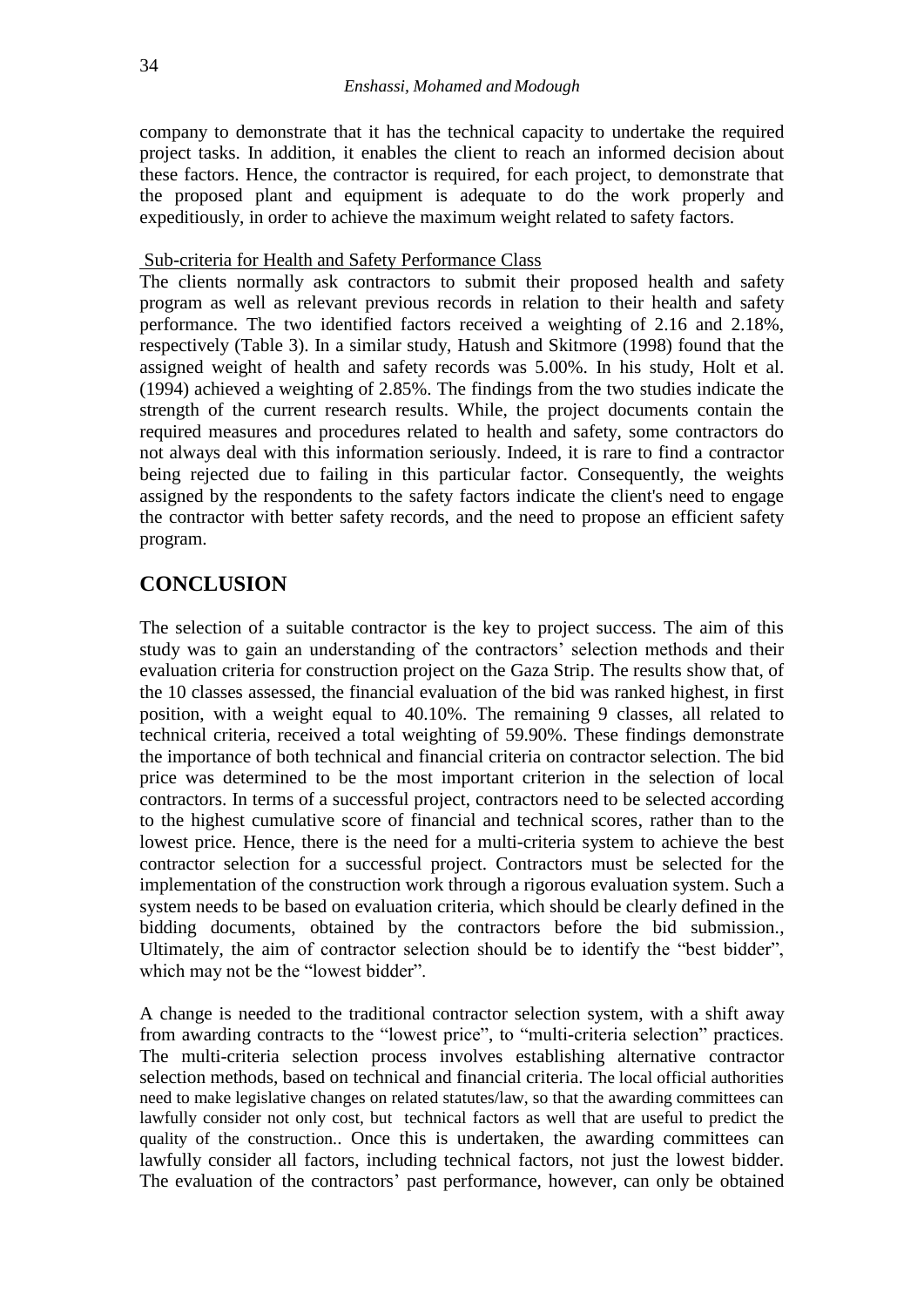company to demonstrate that it has the technical capacity to undertake the required project tasks. In addition, it enables the client to reach an informed decision about these factors. Hence, the contractor is required, for each project, to demonstrate that the proposed plant and equipment is adequate to do the work properly and expeditiously, in order to achieve the maximum weight related to safety factors.

Sub-criteria for Health and Safety Performance Class

The clients normally ask contractors to submit their proposed health and safety program as well as relevant previous records in relation to their health and safety performance. The two identified factors received a weighting of 2.16 and 2.18%, respectively (Table 3). In a similar study, Hatush and Skitmore (1998) found that the assigned weight of health and safety records was 5.00%. In his study, Holt et al. (1994) achieved a weighting of 2.85%. The findings from the two studies indicate the strength of the current research results. While, the project documents contain the required measures and procedures related to health and safety, some contractors do not always deal with this information seriously. Indeed, it is rare to find a contractor being rejected due to failing in this particular factor. Consequently, the weights assigned by the respondents to the safety factors indicate the client's need to engage the contractor with better safety records, and the need to propose an efficient safety program.

## CONCLUSION

The selection of a suitable contractor is the key to project success. The aim of this study was to gain an understanding of the contractors' selection methods and their evaluation criteria for construction project on the Gaza Strip. The results show that, of the 10 classes assessed, the financial evaluation of the bid was ranked highest, in first position, with a weight equal to 40.10%. The remaining 9 classes, all related to technical criteria, received a total weighting of 59.90%. These findings demonstrate the importance of both technical and financial criteria on contractor selection. The bid price was determined to be the most important criterion in the selection of local contractors. In terms of a successful project, contractors need to be selected according to the highest cumulative score of financial and technical scores, rather than to the lowest price. Hence, there is the need for a multi-criteria system to achieve the best contractor selection for a successful project. Contractors must be selected for the implementation of the construction work through a rigorous evaluation system. Such a system needs to be based on evaluation criteria, which should be clearly defined in the bidding documents, obtained by the contractors before the bid submission., Ultimately, the aim of contractor selection should be to identify the "best bidder", which may not be the "lowest bidder".

A change is needed to the traditional contractor selection system, with a shift away from awarding contracts to the "lowest price", to "multi-criteria selection" practices. The multi-criteria selection process involves establishing alternative contractor selection methods, based on technical and financial criteria. The local official authorities need to make legislative changes on related statutes/law, so that the awarding committees can lawfully consider not only cost, but technical factors as well that are useful to predict the quality of the construction.. Once this is undertaken, the awarding committees can lawfully consider all factors, including technical factors, not just the lowest bidder. The evaluation of the contractors' past performance, however, can only be obtained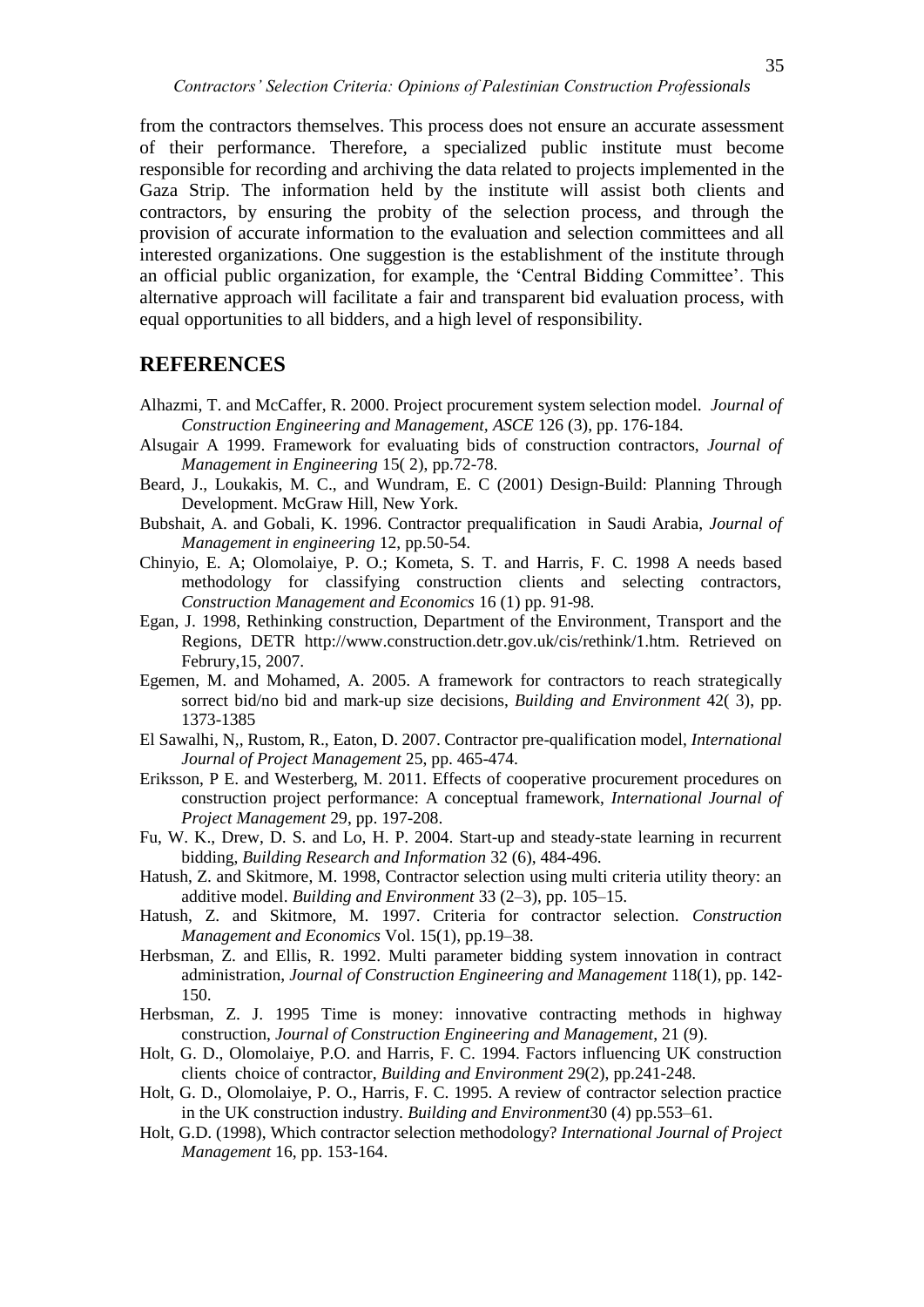from the contractors themselves. This process does not ensure an accurate assessment of their performance. Therefore, a specialized public institute must become responsible for recording and archiving the data related to projects implemented in the Gaza Strip. The information held by the institute will assist both clients and contractors, by ensuring the probity of the selection process, and through the provision of accurate information to the evaluation and selection committees and all interested organizations. One suggestion is the establishment of the institute through an official public organization, for example, the 'Central Bidding Committee'. This alternative approach will facilitate a fair and transparent bid evaluation process, with equal opportunities to all bidders, and a high level of responsibility.

## REFERENCES

Alhazmi, T. and McCaffer, R. 2000. Project procurement system selection model. *Journal of Construction Engineering and Management, ASCE* 126 (3), pp. 176-184.

Alsugair A 1999. Framework for evaluating bids of construction contractors, *Journal of Management in Engineering* 15( 2), pp.72-78.

Beard, J., Loukakis, M. C., and Wundram, E. C (2001) Design-Build: Planning Through Development. McGraw Hill, New York.

Bubshait, A. and Gobali, K. 1996. Contractor prequalification in Saudi Arabia, *Journal of Management in engineering* 12, pp.50-54.

Chinyio, E. A; Olomolaiye, P. O.; Kometa, S. T. and Harris, F. C. 1998 A needs based methodology for classifying construction clients and selecting contractors, *Construction Management and Economics* 16 (1) pp. 91-98.

Egan, J. 1998, Rethinking construction, Department of the Environment, Transport and the Regions, DETR http://www.construction.detr.gov.uk/cis/rethink/1.htm. Retrieved on Februry,15, 2007.

Egemen, M. and Mohamed, A. 2005. A framework for contractors to reach strategically sorrect bid/no bid and mark-up size decisions, *Building and Environment* 42( 3), pp. 1373-1385

El Sawalhi, N,, Rustom, R., Eaton, D. 2007. Contractor pre-qualification model, *International Journal of Project Management* 25, pp. 465-474.

Eriksson, P E. and Westerberg, M. 2011. Effects of cooperative procurement procedures on construction project performance: A conceptual framework, *International Journal of Project Management* 29, pp. 197-208.

Fu, W. K., Drew, D. S. and Lo, H. P. 2004. Start-up and steady-state learning in recurrent bidding, *Building Research and Information* 32 (6), 484-496.

Hatush, Z. and Skitmore, M. 1998, Contractor selection using multi criteria utility theory: an additive model. *Building and Environment* 33 (2–3), pp. 105–15.

Hatush, Z. and Skitmore, M. 1997. Criteria for contractor selection. *Construction Management and Economics* Vol. 15(1), pp.19–38.

Herbsman, Z. and Ellis, R. 1992. Multi parameter bidding system innovation in contract administration, *Journal of Construction Engineering and Management* 118(1), pp. 142-150.

Herbsman, Z. J. 1995 Time is money: innovative contracting methods in highway construction, *Journal of Construction Engineering and Management*, 21 (9).

Holt, G. D., Olomolaiye, P.O. and Harris, F. C. 1994. Factors influencing UK construction clients choice of contractor, *Building and Environment* 29(2), pp.241-248.

Holt, G. D., Olomolaiye, P. O., Harris, F. C. 1995. A review of contractor selection practice in the UK construction industry. *Building and Environment*30 (4) pp.553–61.

Holt, G.D. (1998), Which contractor selection methodology? *International Journal of Project Management* 16, pp. 153-164.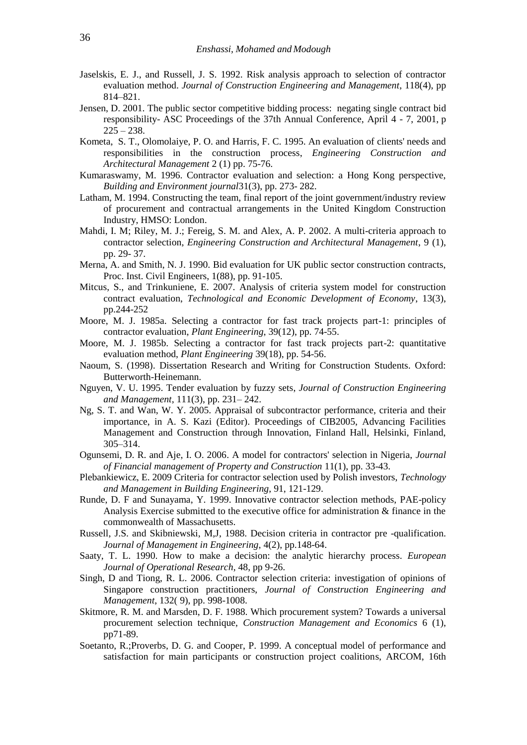Jaselskis, E. J., and Russell, J. S. 1992. Risk analysis approach to selection of contractor evaluation method. *Journal of Construction Engineering and Management*, 118(4), pp 814–821.

Jensen, D. 2001. The public sector competitive bidding process: negating single contract bid responsibility- ASC Proceedings of the 37th Annual Conference, April 4 - 7, 2001, p 225 – 238.

Kometa, S. T., Olomolaiye, P. O. and Harris, F. C. 1995. An evaluation of clients' needs and responsibilities in the construction process, *Engineering Construction and Architectural Management* 2 (1) pp. 75-76.

Kumaraswamy, M. 1996. Contractor evaluation and selection: a Hong Kong perspective, *Building and Environment journal*31(3), pp. 273- 282.

Latham, M. 1994. Constructing the team, final report of the joint government/industry review of procurement and contractual arrangements in the United Kingdom Construction Industry, HMSO: London.

Mahdi, I. M; Riley, M. J.; Fereig, S. M. and Alex, A. P. 2002. A multi-criteria approach to contractor selection, *Engineering Construction and Architectural Management*, 9 (1), pp. 29- 37.

Merna, A. and Smith, N. J. 1990. Bid evaluation for UK public sector construction contracts, Proc. Inst. Civil Engineers, 1(88), pp. 91-105.

Mitcus, S., and Trinkuniene, E. 2007. Analysis of criteria system model for construction contract evaluation, *Technological and Economic Development of Economy*, 13(3), pp.244-252

Moore, M. J. 1985a. Selecting a contractor for fast track projects part-1: principles of contractor evaluation, *Plant Engineering*, 39(12), pp. 74-55.

Moore, M. J. 1985b. Selecting a contractor for fast track projects part-2: quantitative evaluation method, *Plant Engineering* 39(18), pp. 54-56.

Naoum, S. (1998). Dissertation Research and Writing for Construction Students. Oxford: Butterworth-Heinemann.

Nguyen, V. U. 1995. Tender evaluation by fuzzy sets, *Journal of Construction Engineering and Management*, 111(3), pp. 231– 242.

Ng, S. T. and Wan, W. Y. 2005. Appraisal of subcontractor performance, criteria and their importance, in A. S. Kazi (Editor). Proceedings of CIB2005, Advancing Facilities Management and Construction through Innovation, Finland Hall, Helsinki, Finland, 305–314.

Ogunsemi, D. R. and Aje, I. O. 2006. A model for contractors' selection in Nigeria, *Journal of Financial management of Property and Construction* 11(1), pp. 33-43.

Plebankiewicz, E. 2009 Criteria for contractor selection used by Polish investors, *Technology and Management in Building Engineering*, 91, 121-129.

Runde, D. F and Sunayama, Y. 1999. Innovative contractor selection methods, PAE-policy Analysis Exercise submitted to the executive office for administration & finance in the commonwealth of Massachusetts.

Russell, J.S. and Skibniewski, M,J, 1988. Decision criteria in contractor pre -qualification. *Journal of Management in Engineering*, 4(2), pp.148-64.

Saaty, T. L. 1990. How to make a decision: the analytic hierarchy process. *European Journal of Operational Research*, 48, pp 9-26.

Singh, D and Tiong, R. L. 2006. Contractor selection criteria: investigation of opinions of Singapore construction practitioners, *Journal of Construction Engineering and Management*, 132( 9), pp. 998-1008.

Skitmore, R. M. and Marsden, D. F. 1988. Which procurement system? Towards a universal procurement selection technique, *Construction Management and Economics* 6 (1), pp71-89.

Soetanto, R.;Proverbs, D. G. and Cooper, P. 1999. A conceptual model of performance and satisfaction for main participants or construction project coalitions, ARCOM, 16th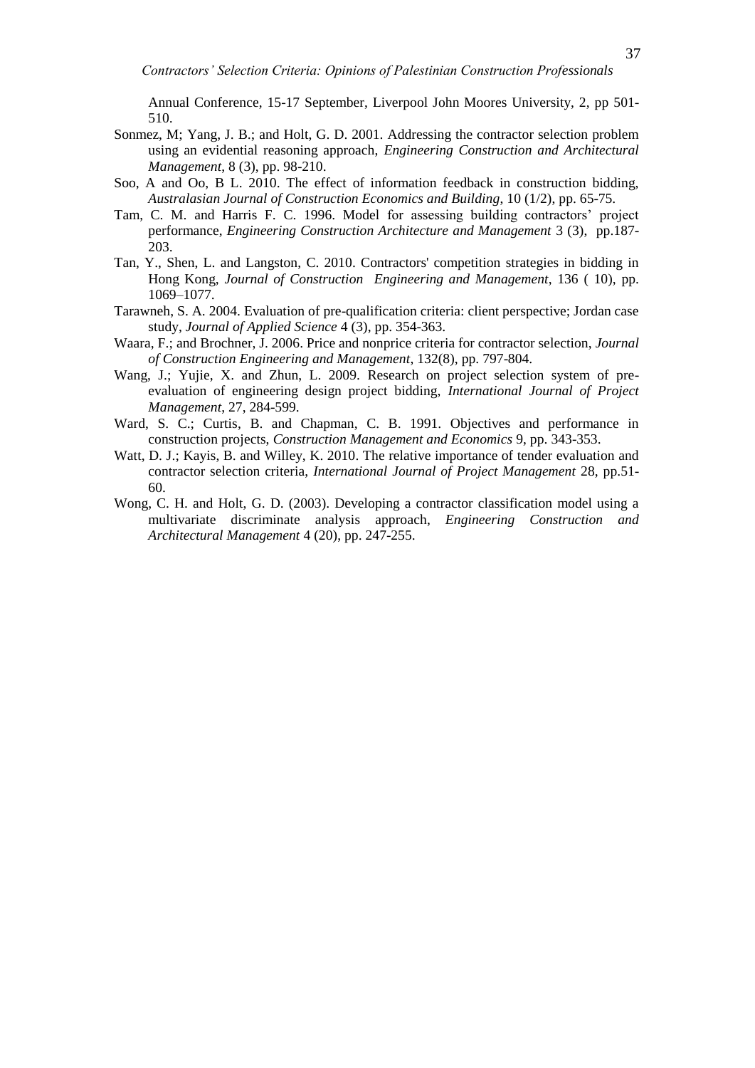Annual Conference, 15-17 September, Liverpool John Moores University, 2, pp 501-510.

Sonmez, M; Yang, J. B.; and Holt, G. D. 2001. Addressing the contractor selection problem using an evidential reasoning approach, *Engineering Construction and Architectural Management*, 8 (3), pp. 98-210.

Soo, A and Oo, B L. 2010. The effect of information feedback in construction bidding, *Australasian Journal of Construction Economics and Building*, 10 (1/2), pp. 65-75.

Tam, C. M. and Harris F. C. 1996. Model for assessing building contractors' project performance, *Engineering Construction Architecture and Management* 3 (3), pp.187-203.

Tan, Y., Shen, L. and Langston, C. 2010. Contractors' competition strategies in bidding in Hong Kong, *Journal of Construction Engineering and Management*, 136 ( 10), pp. 1069–1077.

Tarawneh, S. A. 2004. Evaluation of pre-qualification criteria: client perspective; Jordan case study, *Journal of Applied Science* 4 (3), pp. 354-363.

Waara, F.; and Brochner, J. 2006. Price and nonprice criteria for contractor selection, *Journal of Construction Engineering and Management*, 132(8), pp. 797-804.

Wang, J.; Yujie, X. and Zhun, L. 2009. Research on project selection system of pre-evaluation of engineering design project bidding, *International Journal of Project Management*, 27, 284-599.

Ward, S. C.; Curtis, B. and Chapman, C. B. 1991. Objectives and performance in construction projects, *Construction Management and Economics* 9, pp. 343-353.

Watt, D. J.; Kayis, B. and Willey, K. 2010. The relative importance of tender evaluation and contractor selection criteria, *International Journal of Project Management* 28, pp.51-60.

Wong, C. H. and Holt, G. D. (2003). Developing a contractor classification model using a multivariate discriminate analysis approach, *Engineering Construction and Architectural Management* 4 (20), pp. 247-255.